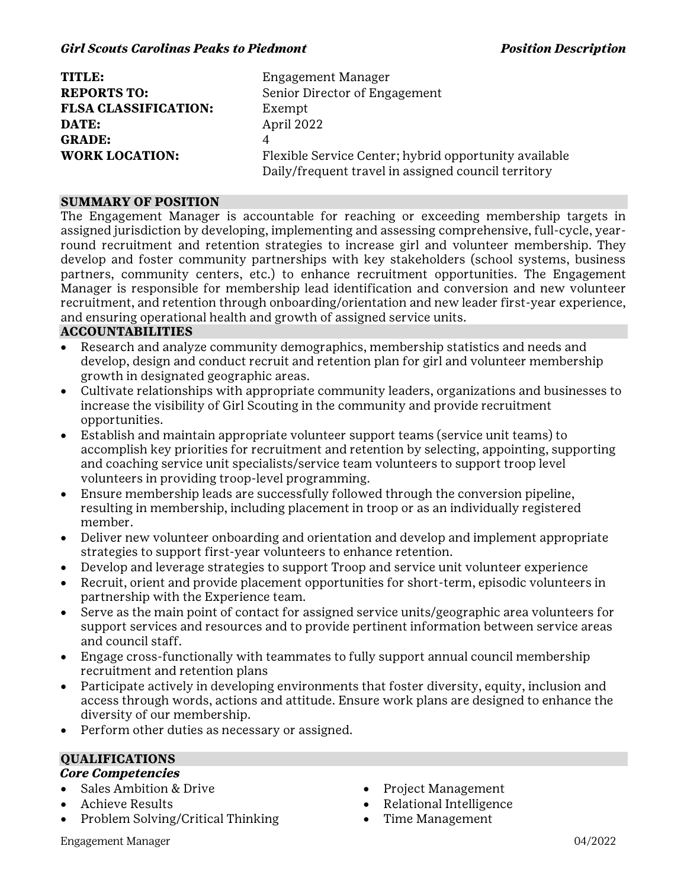*Girl Scouts Carolinas Peaks to Piedmont* — ***Position Description***

| | |
|---|---|
| **TITLE:** | Engagement Manager |
| **REPORTS TO:** | Senior Director of Engagement |
| **FLSA CLASSIFICATION:** | Exempt |
| **DATE:** | April 2022 |
| **GRADE:** | 4 |
| **WORK LOCATION:** | Flexible Service Center; hybrid opportunity available<br>Daily/frequent travel in assigned council territory |

## SUMMARY OF POSITION

The Engagement Manager is accountable for reaching or exceeding membership targets in assigned jurisdiction by developing, implementing and assessing comprehensive, full-cycle, year-round recruitment and retention strategies to increase girl and volunteer membership. They develop and foster community partnerships with key stakeholders (school systems, business partners, community centers, etc.) to enhance recruitment opportunities. The Engagement Manager is responsible for membership lead identification and conversion and new volunteer recruitment, and retention through onboarding/orientation and new leader first-year experience, and ensuring operational health and growth of assigned service units.

## ACCOUNTABILITIES

- Research and analyze community demographics, membership statistics and needs and develop, design and conduct recruit and retention plan for girl and volunteer membership growth in designated geographic areas.
- Cultivate relationships with appropriate community leaders, organizations and businesses to increase the visibility of Girl Scouting in the community and provide recruitment opportunities.
- Establish and maintain appropriate volunteer support teams (service unit teams) to accomplish key priorities for recruitment and retention by selecting, appointing, supporting and coaching service unit specialists/service team volunteers to support troop level volunteers in providing troop-level programming.
- Ensure membership leads are successfully followed through the conversion pipeline, resulting in membership, including placement in troop or as an individually registered member.
- Deliver new volunteer onboarding and orientation and develop and implement appropriate strategies to support first-year volunteers to enhance retention.
- Develop and leverage strategies to support Troop and service unit volunteer experience
- Recruit, orient and provide placement opportunities for short-term, episodic volunteers in partnership with the Experience team.
- Serve as the main point of contact for assigned service units/geographic area volunteers for support services and resources and to provide pertinent information between service areas and council staff.
- Engage cross-functionally with teammates to fully support annual council membership recruitment and retention plans
- Participate actively in developing environments that foster diversity, equity, inclusion and access through words, actions and attitude. Ensure work plans are designed to enhance the diversity of our membership.
- Perform other duties as necessary or assigned.

## QUALIFICATIONS

***Core Competencies***

- Sales Ambition & Drive
- Achieve Results
- Problem Solving/Critical Thinking
- Project Management
- Relational Intelligence
- Time Management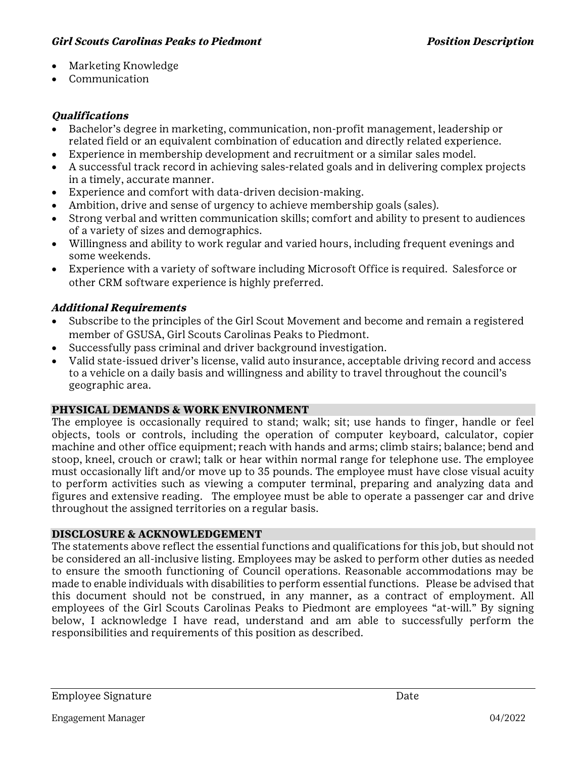- Marketing Knowledge
- Communication

### *Qualifications*

- Bachelor's degree in marketing, communication, non-profit management, leadership or related field or an equivalent combination of education and directly related experience.
- Experience in membership development and recruitment or a similar sales model.
- A successful track record in achieving sales-related goals and in delivering complex projects in a timely, accurate manner.
- Experience and comfort with data-driven decision-making.
- Ambition, drive and sense of urgency to achieve membership goals (sales).
- Strong verbal and written communication skills; comfort and ability to present to audiences of a variety of sizes and demographics.
- Willingness and ability to work regular and varied hours, including frequent evenings and some weekends.
- Experience with a variety of software including Microsoft Office is required. Salesforce or other CRM software experience is highly preferred.

### *Additional Requirements*

- Subscribe to the principles of the Girl Scout Movement and become and remain a registered member of GSUSA, Girl Scouts Carolinas Peaks to Piedmont.
- Successfully pass criminal and driver background investigation.
- Valid state-issued driver's license, valid auto insurance, acceptable driving record and access to a vehicle on a daily basis and willingness and ability to travel throughout the council's geographic area.

## PHYSICAL DEMANDS & WORK ENVIRONMENT

The employee is occasionally required to stand; walk; sit; use hands to finger, handle or feel objects, tools or controls, including the operation of computer keyboard, calculator, copier machine and other office equipment; reach with hands and arms; climb stairs; balance; bend and stoop, kneel, crouch or crawl; talk or hear within normal range for telephone use. The employee must occasionally lift and/or move up to 35 pounds. The employee must have close visual acuity to perform activities such as viewing a computer terminal, preparing and analyzing data and figures and extensive reading. The employee must be able to operate a passenger car and drive throughout the assigned territories on a regular basis.

## DISCLOSURE & ACKNOWLEDGEMENT

The statements above reflect the essential functions and qualifications for this job, but should not be considered an all-inclusive listing. Employees may be asked to perform other duties as needed to ensure the smooth functioning of Council operations. Reasonable accommodations may be made to enable individuals with disabilities to perform essential functions. Please be advised that this document should not be construed, in any manner, as a contract of employment. All employees of the Girl Scouts Carolinas Peaks to Piedmont are employees "at-will." By signing below, I acknowledge I have read, understand and am able to successfully perform the responsibilities and requirements of this position as described.

Employee Signature　　　　　　　　　　　　　　　　　　　　Date